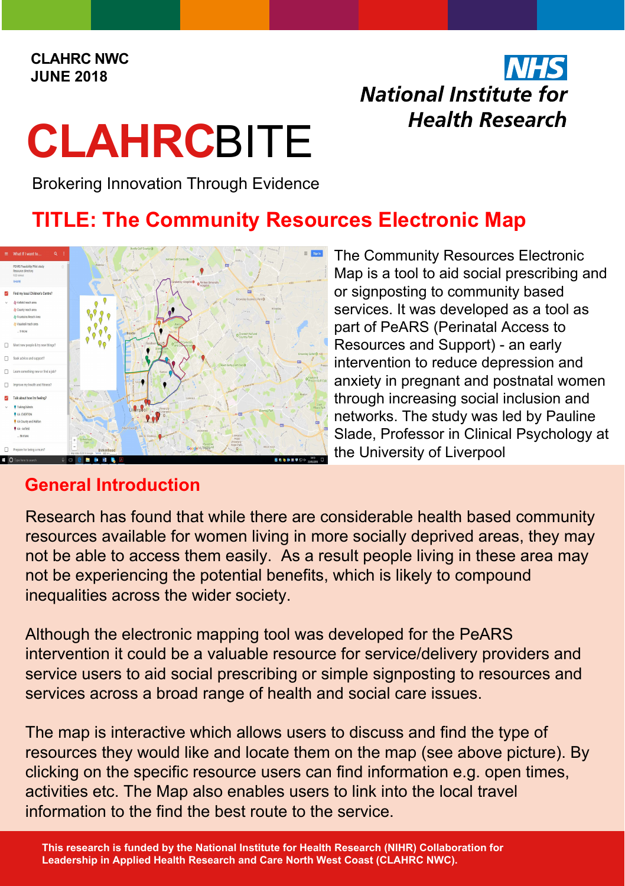**CLAHRC NWC**
**JUNE 2018**

NHS National Institute for Health Research

# CLAHRCBITE

Brokering Innovation Through Evidence

## TITLE: The Community Resources Electronic Map

The Community Resources Electronic Map is a tool to aid social prescribing and or signposting to community based services. It was developed as a tool as part of PeARS (Perinatal Access to Resources and Support) - an early intervention to reduce depression and anxiety in pregnant and postnatal women through increasing social inclusion and networks. The study was led by Pauline Slade, Professor in Clinical Psychology at the University of Liverpool

## General Introduction

Research has found that while there are considerable health based community resources available for women living in more socially deprived areas, they may not be able to access them easily. As a result people living in these area may not be experiencing the potential benefits, which is likely to compound inequalities across the wider society.

Although the electronic mapping tool was developed for the PeARS intervention it could be a valuable resource for service/delivery providers and service users to aid social prescribing or simple signposting to resources and services across a broad range of health and social care issues.

The map is interactive which allows users to discuss and find the type of resources they would like and locate them on the map (see above picture). By clicking on the specific resource users can find information e.g. open times, activities etc. The Map also enables users to link into the local travel information to the find the best route to the service.

**This research is funded by the National Institute for Health Research (NIHR) Collaboration for Leadership in Applied Health Research and Care North West Coast (CLAHRC NWC).**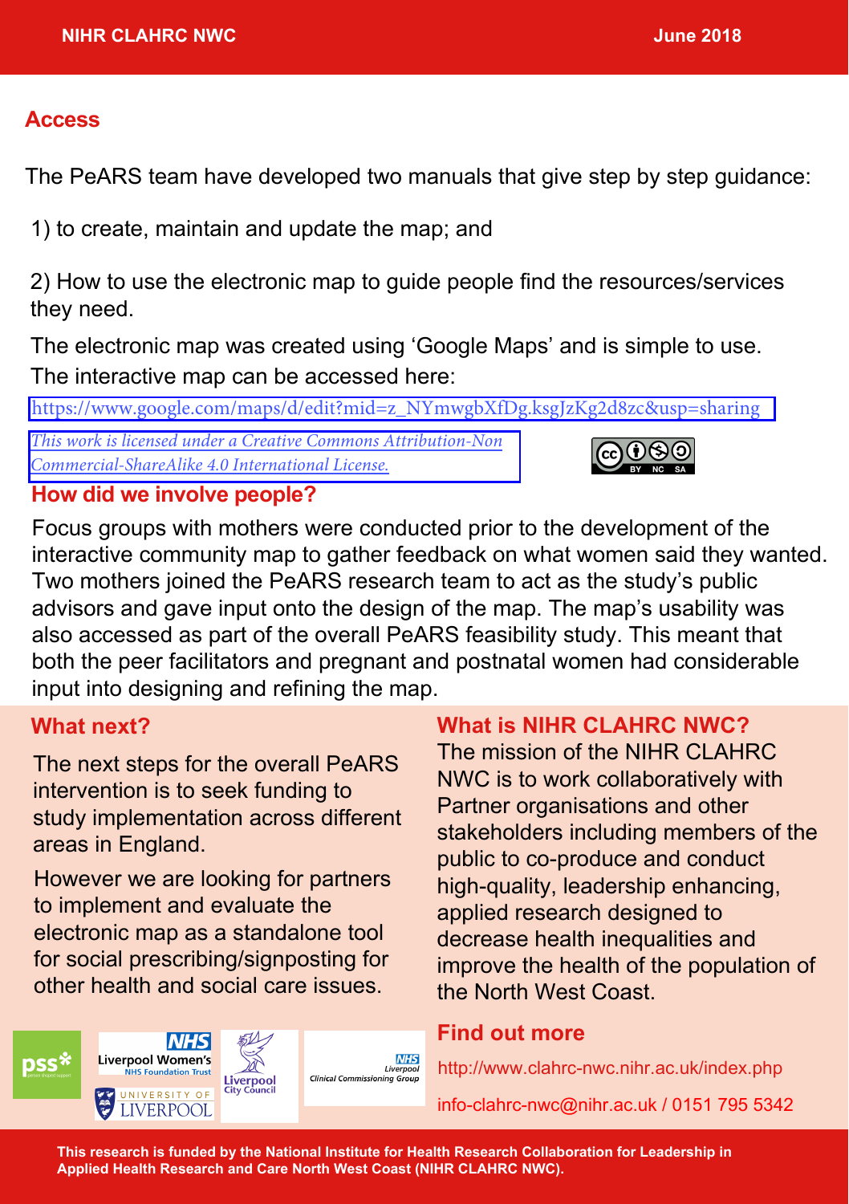## Access

The PeARS team have developed two manuals that give step by step guidance:

1) to create, maintain and update the map; and

2) How to use the electronic map to guide people find the resources/services they need.

The electronic map was created using 'Google Maps' and is simple to use. The interactive map can be accessed here:

https://www.google.com/maps/d/edit?mid=z_NYmwgbXfDg.ksgJzKg2d8zc&usp=sharing

*This work is licensed under a Creative Commons Attribution-Non Commercial-ShareAlike 4.0 International License.*

## How did we involve people?

Focus groups with mothers were conducted prior to the development of the interactive community map to gather feedback on what women said they wanted. Two mothers joined the PeARS research team to act as the study's public advisors and gave input onto the design of the map. The map's usability was also accessed as part of the overall PeARS feasibility study. This meant that both the peer facilitators and pregnant and postnatal women had considerable input into designing and refining the map.

## What next?

The next steps for the overall PeARS intervention is to seek funding to study implementation across different areas in England.

However we are looking for partners to implement and evaluate the electronic map as a standalone tool for social prescribing/signposting for other health and social care issues.

## What is NIHR CLAHRC NWC?

The mission of the NIHR CLAHRC NWC is to work collaboratively with Partner organisations and other stakeholders including members of the public to co-produce and conduct high-quality, leadership enhancing, applied research designed to decrease health inequalities and improve the health of the population of the North West Coast.

## Find out more

http://www.clahrc-nwc.nihr.ac.uk/index.php

info-clahrc-nwc@nihr.ac.uk / 0151 795 5342

**This research is funded by the National Institute for Health Research Collaboration for Leadership in Applied Health Research and Care North West Coast (NIHR CLAHRC NWC).**